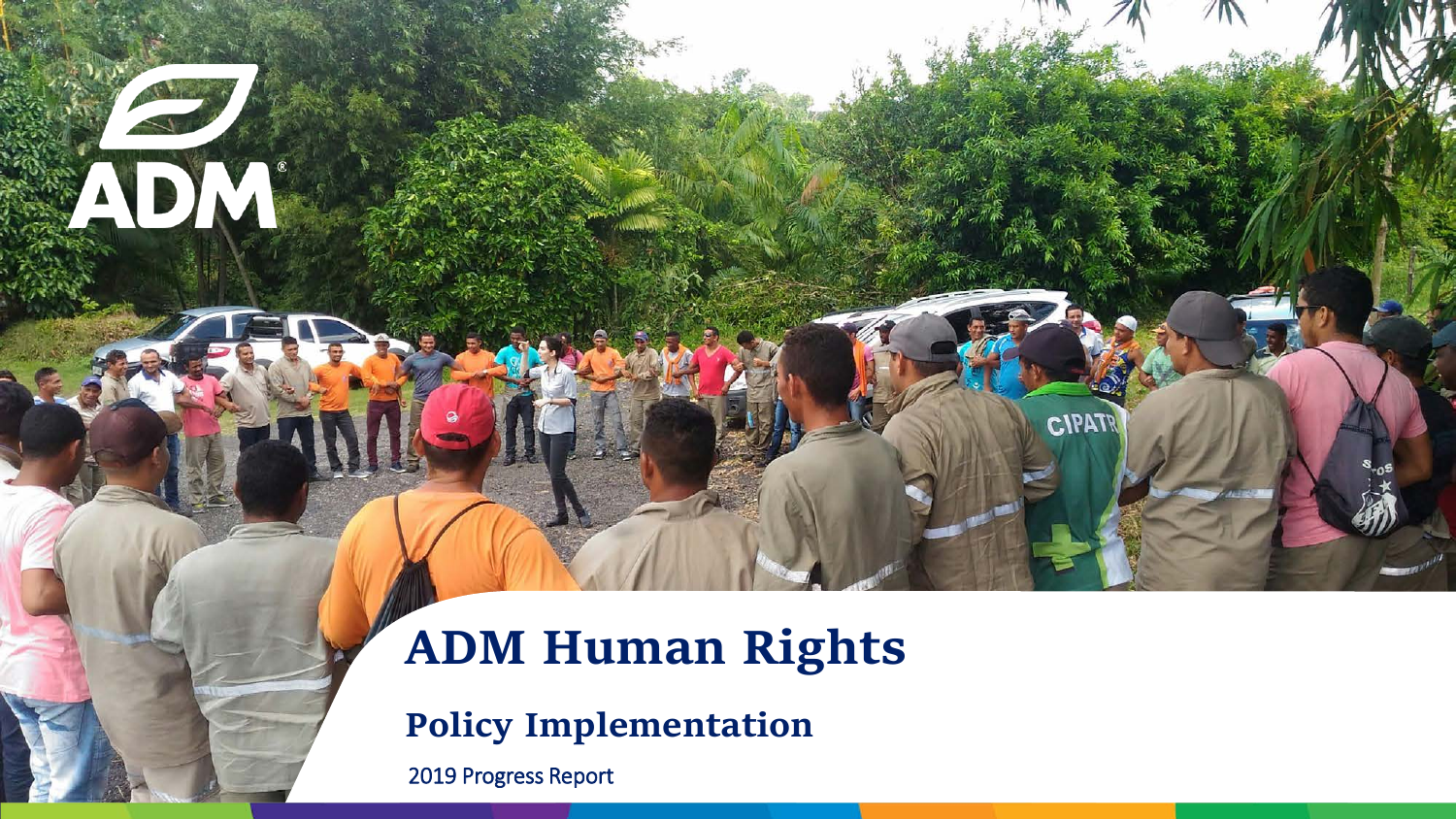# ADM Human Rights

## Policy Implementation

2019 Progress Report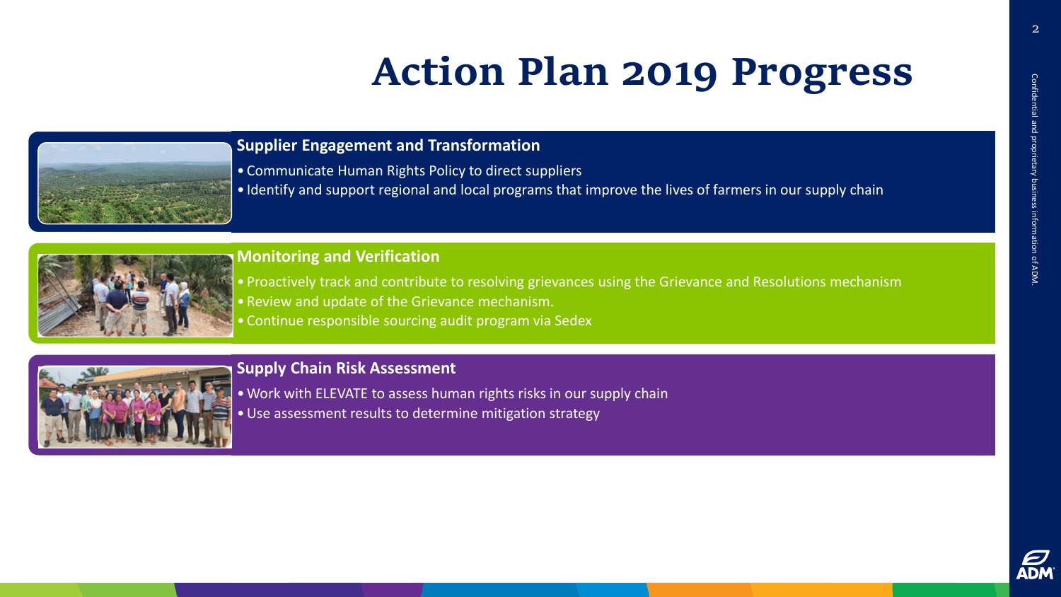# Action Plan 2019 Progress

### Supplier Engagement and Transformation

- Communicate Human Rights Policy to direct suppliers
- Identify and support regional and local programs that improve the lives of farmers in our supply chain

### Monitoring and Verification

- Proactively track and contribute to resolving grievances using the Grievance and Resolutions mechanism
- Review and update of the Grievance mechanism.
- Continue responsible sourcing audit program via Sedex

### Supply Chain Risk Assessment

- Work with ELEVATE to assess human rights risks in our supply chain
- Use assessment results to determine mitigation strategy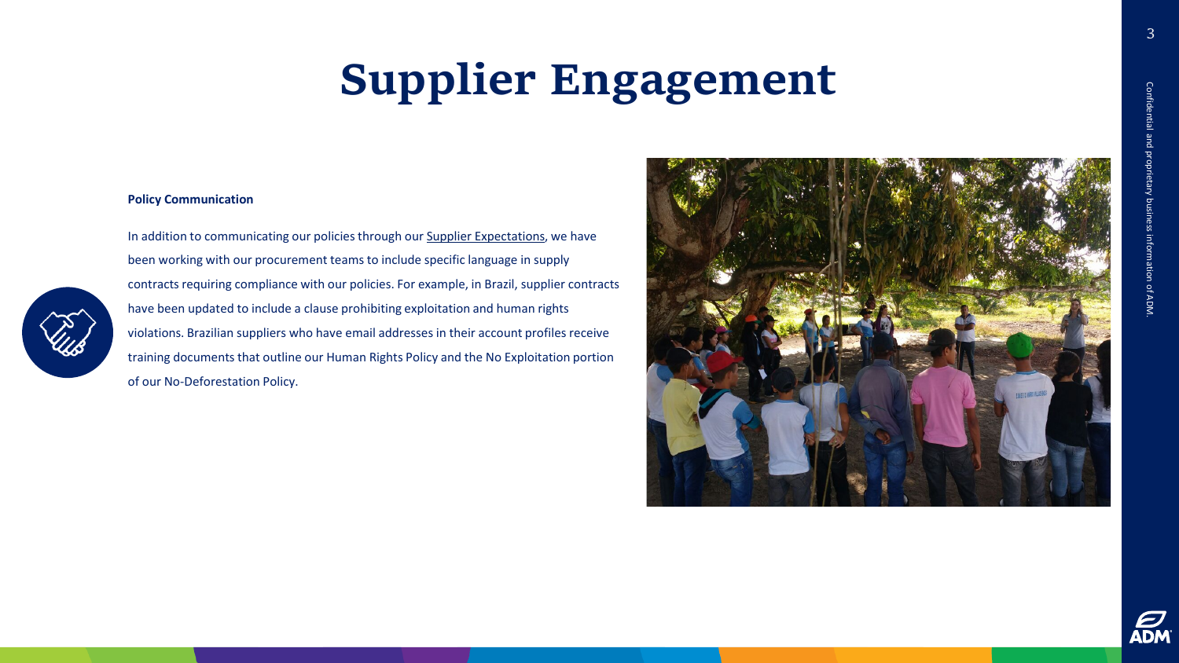# Supplier Engagement

**Policy Communication**

In addition to communicating our policies through our Supplier Expectations, we have been working with our procurement teams to include specific language in supply contracts requiring compliance with our policies. For example, in Brazil, supplier contracts have been updated to include a clause prohibiting exploitation and human rights violations. Brazilian suppliers who have email addresses in their account profiles receive training documents that outline our Human Rights Policy and the No Exploitation portion of our No-Deforestation Policy.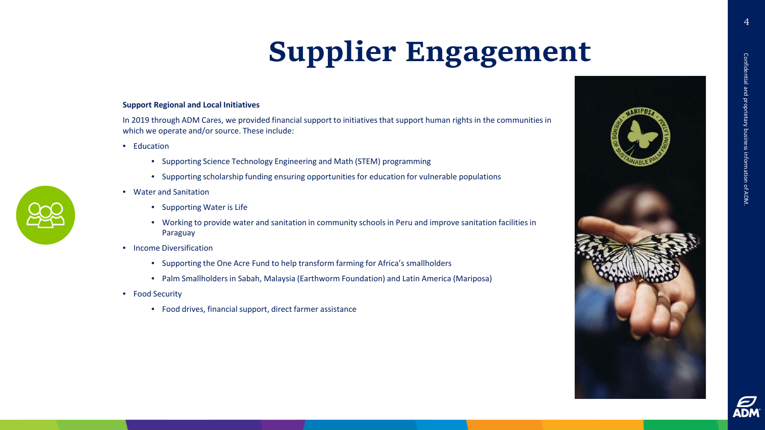# Supplier Engagement

**Support Regional and Local Initiatives**

In 2019 through ADM Cares, we provided financial support to initiatives that support human rights in the communities in which we operate and/or source. These include:

- Education
  - Supporting Science Technology Engineering and Math (STEM) programming
  - Supporting scholarship funding ensuring opportunities for education for vulnerable populations
- Water and Sanitation
  - Supporting Water is Life
  - Working to provide water and sanitation in community schools in Peru and improve sanitation facilities in Paraguay
- Income Diversification
  - Supporting the One Acre Fund to help transform farming for Africa's smallholders
  - Palm Smallholders in Sabah, Malaysia (Earthworm Foundation) and Latin America (Mariposa)
- Food Security
  - Food drives, financial support, direct farmer assistance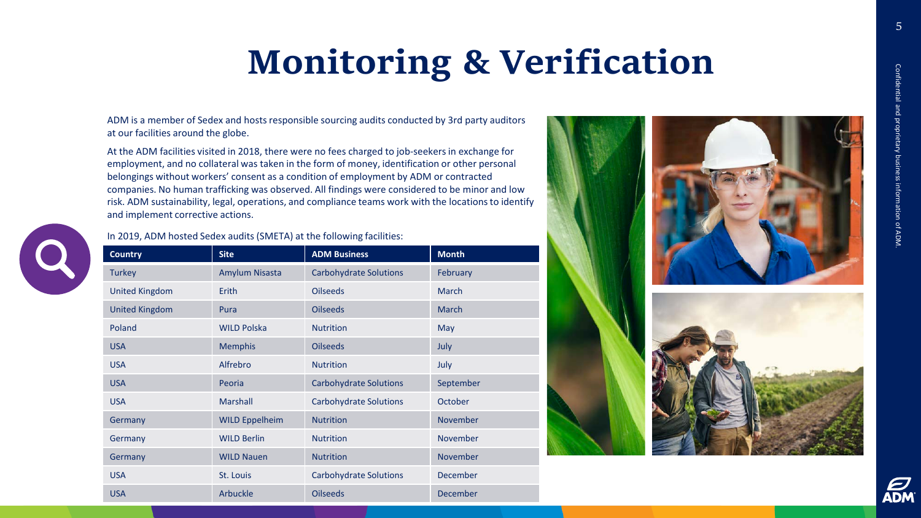# Monitoring & Verification

ADM is a member of Sedex and hosts responsible sourcing audits conducted by 3rd party auditors at our facilities around the globe.

At the ADM facilities visited in 2018, there were no fees charged to job-seekers in exchange for employment, and no collateral was taken in the form of money, identification or other personal belongings without workers' consent as a condition of employment by ADM or contracted companies. No human trafficking was observed. All findings were considered to be minor and low risk. ADM sustainability, legal, operations, and compliance teams work with the locations to identify and implement corrective actions.

In 2019, ADM hosted Sedex audits (SMETA) at the following facilities:

| Country | Site | ADM Business | Month |
| --- | --- | --- | --- |
| Turkey | Amylum Nisasta | Carbohydrate Solutions | February |
| United Kingdom | Erith | Oilseeds | March |
| United Kingdom | Pura | Oilseeds | March |
| Poland | WILD Polska | Nutrition | May |
| USA | Memphis | Oilseeds | July |
| USA | Alfrebro | Nutrition | July |
| USA | Peoria | Carbohydrate Solutions | September |
| USA | Marshall | Carbohydrate Solutions | October |
| Germany | WILD Eppelheim | Nutrition | November |
| Germany | WILD Berlin | Nutrition | November |
| Germany | WILD Nauen | Nutrition | November |
| USA | St. Louis | Carbohydrate Solutions | December |
| USA | Arbuckle | Oilseeds | December |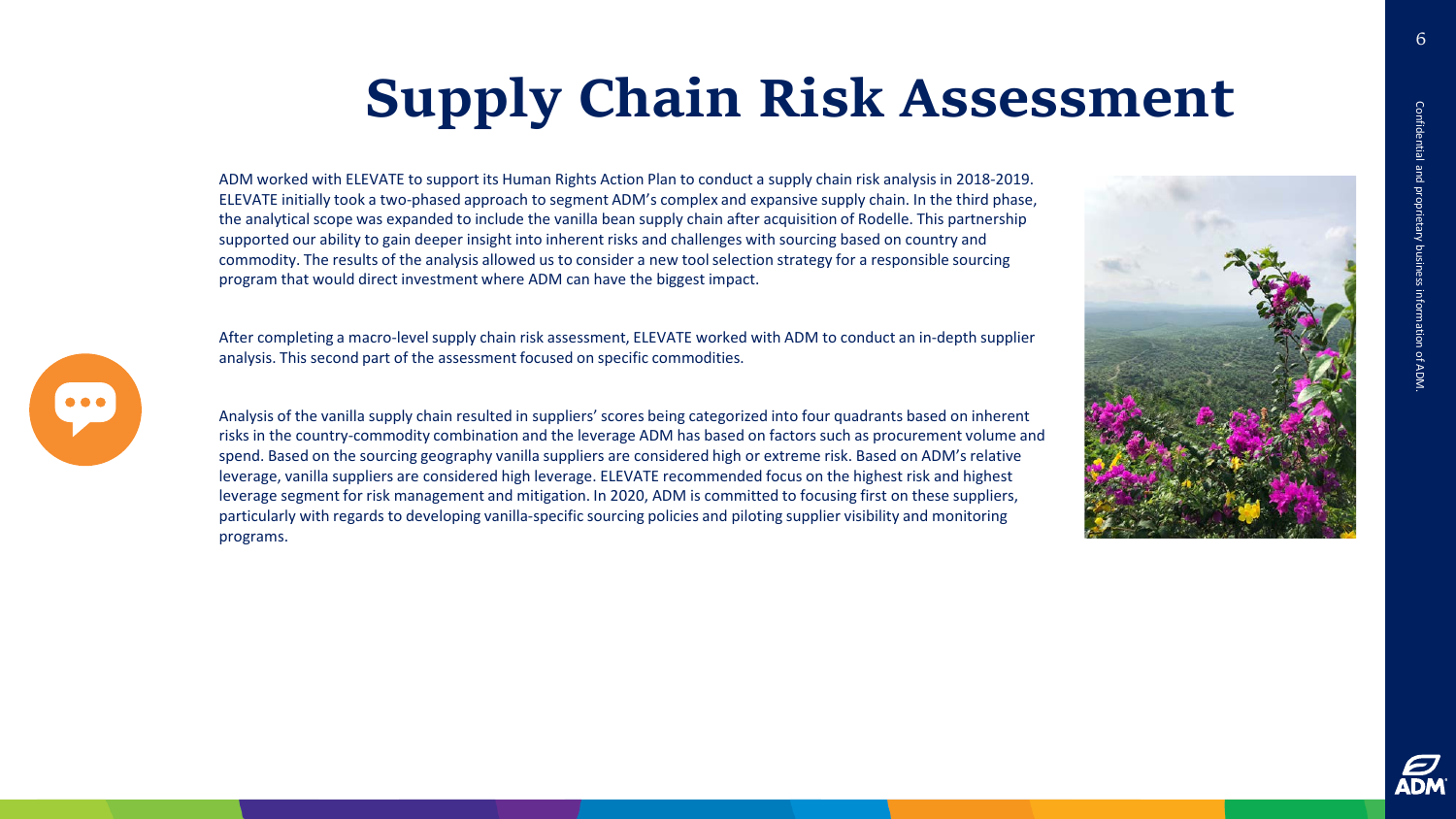# Supply Chain Risk Assessment

ADM worked with ELEVATE to support its Human Rights Action Plan to conduct a supply chain risk analysis in 2018-2019. ELEVATE initially took a two-phased approach to segment ADM's complex and expansive supply chain. In the third phase, the analytical scope was expanded to include the vanilla bean supply chain after acquisition of Rodelle. This partnership supported our ability to gain deeper insight into inherent risks and challenges with sourcing based on country and commodity. The results of the analysis allowed us to consider a new tool selection strategy for a responsible sourcing program that would direct investment where ADM can have the biggest impact.

After completing a macro-level supply chain risk assessment, ELEVATE worked with ADM to conduct an in-depth supplier analysis. This second part of the assessment focused on specific commodities.

Analysis of the vanilla supply chain resulted in suppliers' scores being categorized into four quadrants based on inherent risks in the country-commodity combination and the leverage ADM has based on factors such as procurement volume and spend. Based on the sourcing geography vanilla suppliers are considered high or extreme risk. Based on ADM's relative leverage, vanilla suppliers are considered high leverage. ELEVATE recommended focus on the highest risk and highest leverage segment for risk management and mitigation. In 2020, ADM is committed to focusing first on these suppliers, particularly with regards to developing vanilla-specific sourcing policies and piloting supplier visibility and monitoring programs.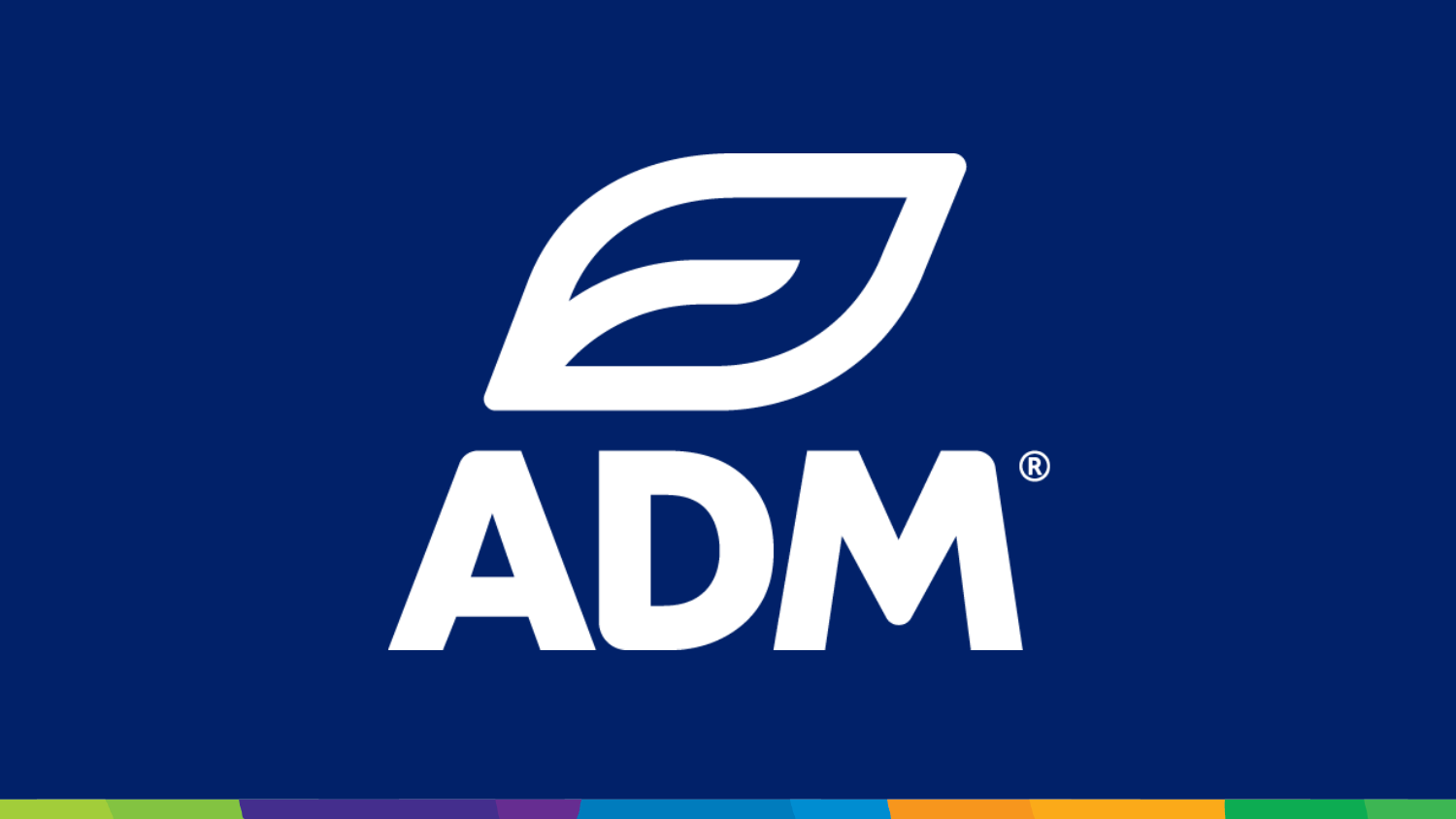ADM®